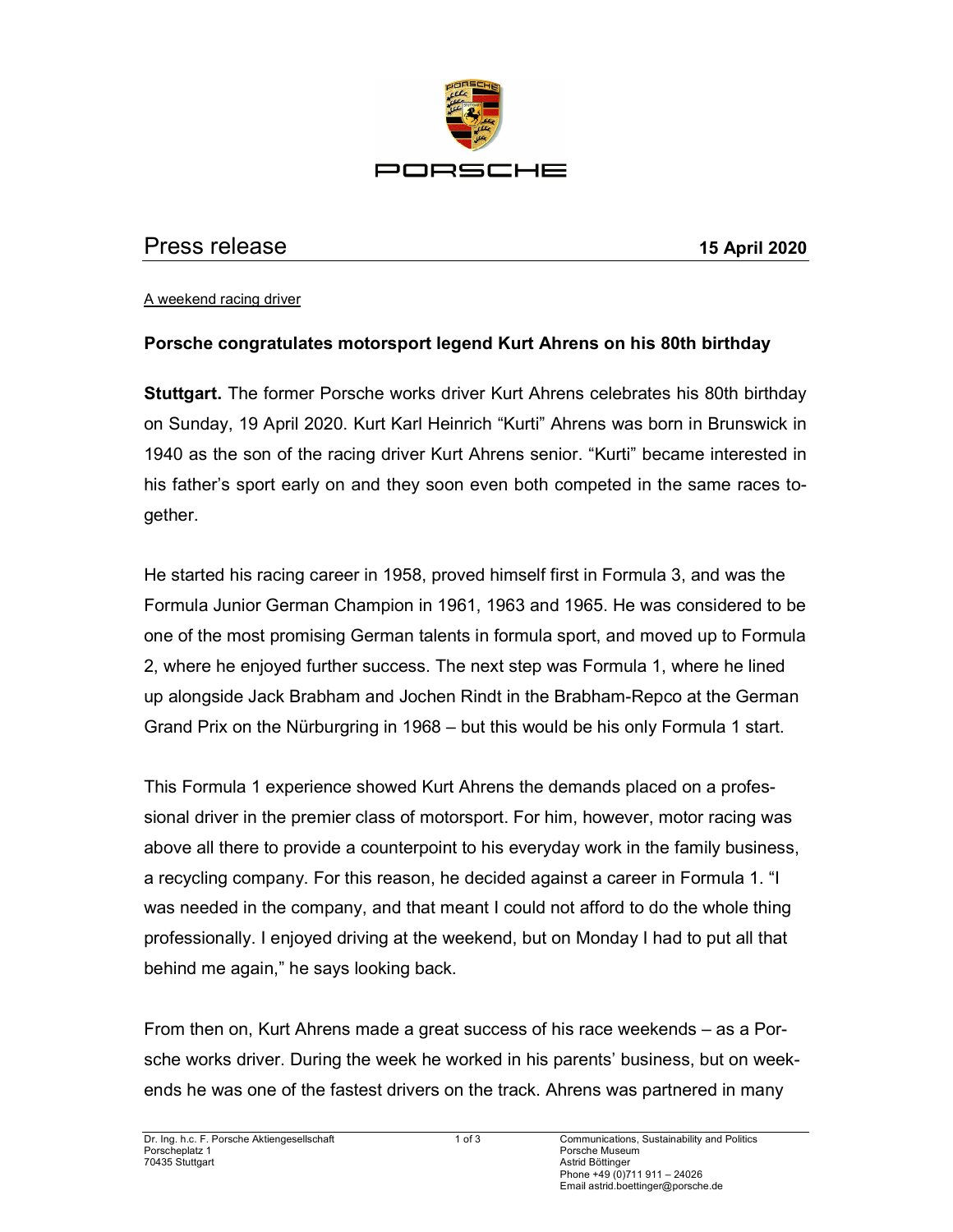# Press release

**15 April 2020**

A weekend racing driver

## Porsche congratulates motorsport legend Kurt Ahrens on his 80th birthday

**Stuttgart.** The former Porsche works driver Kurt Ahrens celebrates his 80th birthday on Sunday, 19 April 2020. Kurt Karl Heinrich "Kurti" Ahrens was born in Brunswick in 1940 as the son of the racing driver Kurt Ahrens senior. "Kurti" became interested in his father's sport early on and they soon even both competed in the same races together.

He started his racing career in 1958, proved himself first in Formula 3, and was the Formula Junior German Champion in 1961, 1963 and 1965. He was considered to be one of the most promising German talents in formula sport, and moved up to Formula 2, where he enjoyed further success. The next step was Formula 1, where he lined up alongside Jack Brabham and Jochen Rindt in the Brabham-Repco at the German Grand Prix on the Nürburgring in 1968 – but this would be his only Formula 1 start.

This Formula 1 experience showed Kurt Ahrens the demands placed on a professional driver in the premier class of motorsport. For him, however, motor racing was above all there to provide a counterpoint to his everyday work in the family business, a recycling company. For this reason, he decided against a career in Formula 1. "I was needed in the company, and that meant I could not afford to do the whole thing professionally. I enjoyed driving at the weekend, but on Monday I had to put all that behind me again," he says looking back.

From then on, Kurt Ahrens made a great success of his race weekends – as a Porsche works driver. During the week he worked in his parents' business, but on weekends he was one of the fastest drivers on the track. Ahrens was partnered in many

Dr. Ing. h.c. F. Porsche Aktiengesellschaft
Porscheplatz 1
70435 Stuttgart

Communications, Sustainability and Politics
Porsche Museum
Astrid Böttinger
Phone +49 (0)711 911 – 24026
Email astrid.boettinger@porsche.de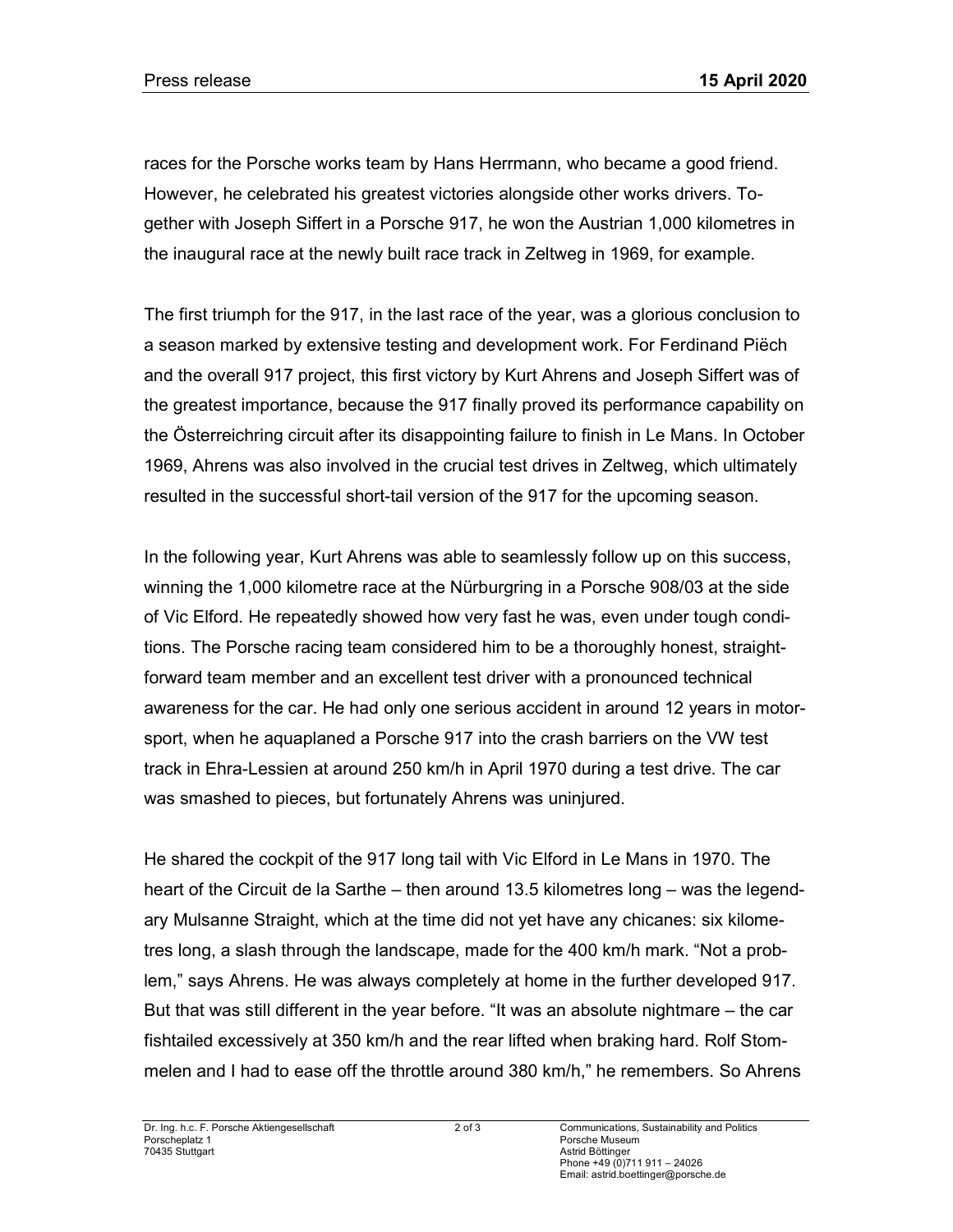races for the Porsche works team by Hans Herrmann, who became a good friend. However, he celebrated his greatest victories alongside other works drivers. Together with Joseph Siffert in a Porsche 917, he won the Austrian 1,000 kilometres in the inaugural race at the newly built race track in Zeltweg in 1969, for example.

The first triumph for the 917, in the last race of the year, was a glorious conclusion to a season marked by extensive testing and development work. For Ferdinand Piëch and the overall 917 project, this first victory by Kurt Ahrens and Joseph Siffert was of the greatest importance, because the 917 finally proved its performance capability on the Österreichring circuit after its disappointing failure to finish in Le Mans. In October 1969, Ahrens was also involved in the crucial test drives in Zeltweg, which ultimately resulted in the successful short-tail version of the 917 for the upcoming season.

In the following year, Kurt Ahrens was able to seamlessly follow up on this success, winning the 1,000 kilometre race at the Nürburgring in a Porsche 908/03 at the side of Vic Elford. He repeatedly showed how very fast he was, even under tough conditions. The Porsche racing team considered him to be a thoroughly honest, straightforward team member and an excellent test driver with a pronounced technical awareness for the car. He had only one serious accident in around 12 years in motorsport, when he aquaplaned a Porsche 917 into the crash barriers on the VW test track in Ehra-Lessien at around 250 km/h in April 1970 during a test drive. The car was smashed to pieces, but fortunately Ahrens was uninjured.

He shared the cockpit of the 917 long tail with Vic Elford in Le Mans in 1970. The heart of the Circuit de la Sarthe – then around 13.5 kilometres long – was the legendary Mulsanne Straight, which at the time did not yet have any chicanes: six kilometres long, a slash through the landscape, made for the 400 km/h mark. "Not a problem," says Ahrens. He was always completely at home in the further developed 917. But that was still different in the year before. "It was an absolute nightmare – the car fishtailed excessively at 350 km/h and the rear lifted when braking hard. Rolf Stommelen and I had to ease off the throttle around 380 km/h," he remembers. So Ahrens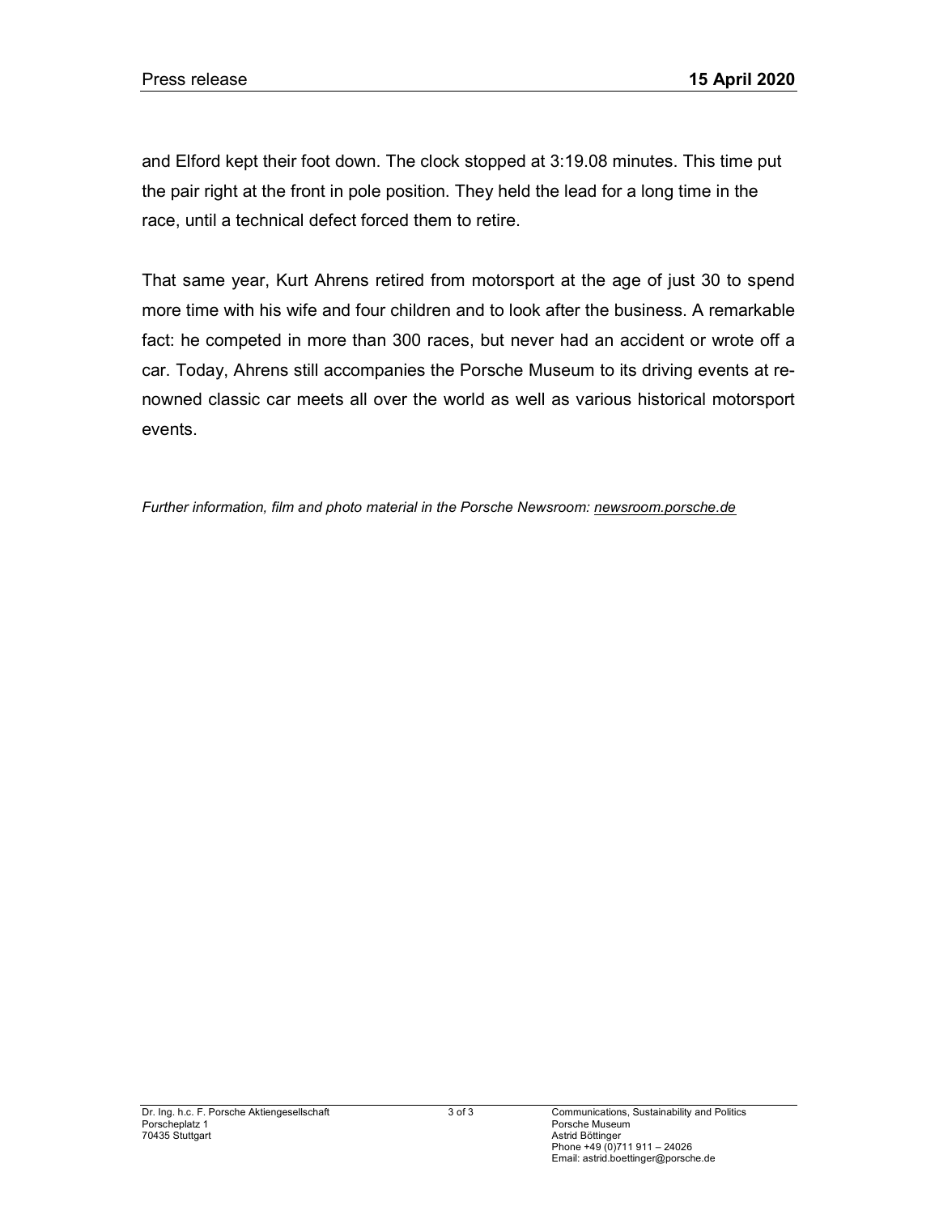and Elford kept their foot down. The clock stopped at 3:19.08 minutes. This time put the pair right at the front in pole position. They held the lead for a long time in the race, until a technical defect forced them to retire.

That same year, Kurt Ahrens retired from motorsport at the age of just 30 to spend more time with his wife and four children and to look after the business. A remarkable fact: he competed in more than 300 races, but never had an accident or wrote off a car. Today, Ahrens still accompanies the Porsche Museum to its driving events at renowned classic car meets all over the world as well as various historical motorsport events.

*Further information, film and photo material in the Porsche Newsroom: newsroom.porsche.de*

Dr. Ing. h.c. F. Porsche Aktiengesellschaft
Porscheplatz 1
70435 Stuttgart

Communications, Sustainability and Politics
Porsche Museum
Astrid Böttinger
Phone +49 (0)711 911 – 24026
Email: astrid.boettinger@porsche.de